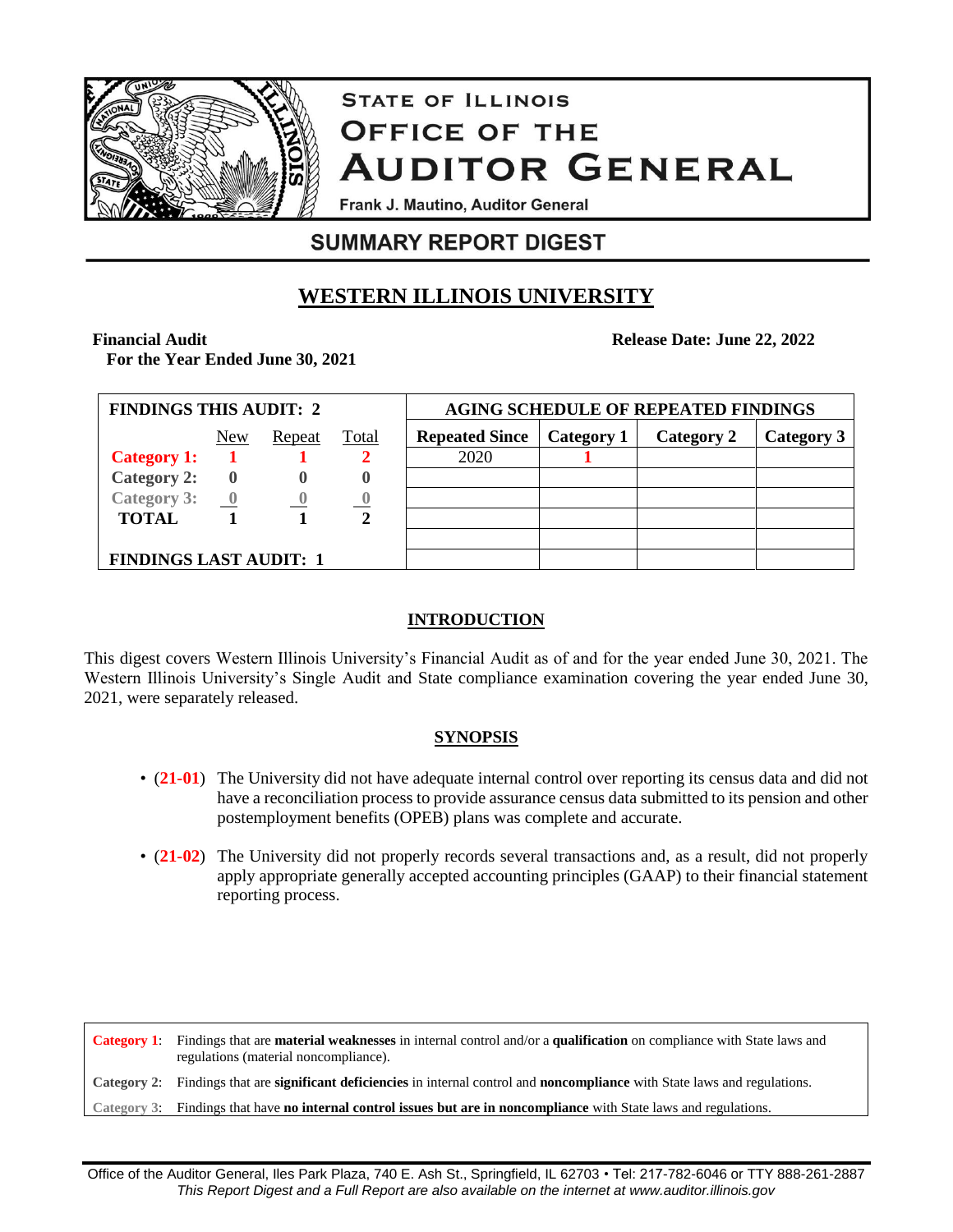# STATE OF ILLINOIS
# OFFICE OF THE AUDITOR GENERAL

Frank J. Mautino, Auditor General

## SUMMARY REPORT DIGEST

## WESTERN ILLINOIS UNIVERSITY

**Financial Audit**
**For the Year Ended June 30, 2021**

**Release Date: June 22, 2022**

| FINDINGS THIS AUDIT: 2 | | | |
|---|---|---|---|
| | New | Repeat | Total |
| **Category 1:** | **1** | **1** | **2** |
| **Category 2:** | **0** | **0** | **0** |
| **Category 3:** | **0** | **0** | **0** |
| **TOTAL** | **1** | **1** | **2** |
| **FINDINGS LAST AUDIT: 1** | | | |

| AGING SCHEDULE OF REPEATED FINDINGS | | | |
|---|---|---|---|
| **Repeated Since** | **Category 1** | **Category 2** | **Category 3** |
| 2020 | **1** | | |

### INTRODUCTION

This digest covers Western Illinois University's Financial Audit as of and for the year ended June 30, 2021. The Western Illinois University's Single Audit and State compliance examination covering the year ended June 30, 2021, were separately released.

### SYNOPSIS

- (**21-01**) The University did not have adequate internal control over reporting its census data and did not have a reconciliation process to provide assurance census data submitted to its pension and other postemployment benefits (OPEB) plans was complete and accurate.

- (**21-02**) The University did not properly records several transactions and, as a result, did not properly apply appropriate generally accepted accounting principles (GAAP) to their financial statement reporting process.

| | |
|---|---|
| **Category 1**: | Findings that are **material weaknesses** in internal control and/or a **qualification** on compliance with State laws and regulations (material noncompliance). |
| **Category 2**: | Findings that are **significant deficiencies** in internal control and **noncompliance** with State laws and regulations. |
| **Category 3**: | Findings that have **no internal control issues but are in noncompliance** with State laws and regulations. |

Office of the Auditor General, Iles Park Plaza, 740 E. Ash St., Springfield, IL 62703 • Tel: 217-782-6046 or TTY 888-261-2887
*This Report Digest and a Full Report are also available on the internet at www.auditor.illinois.gov*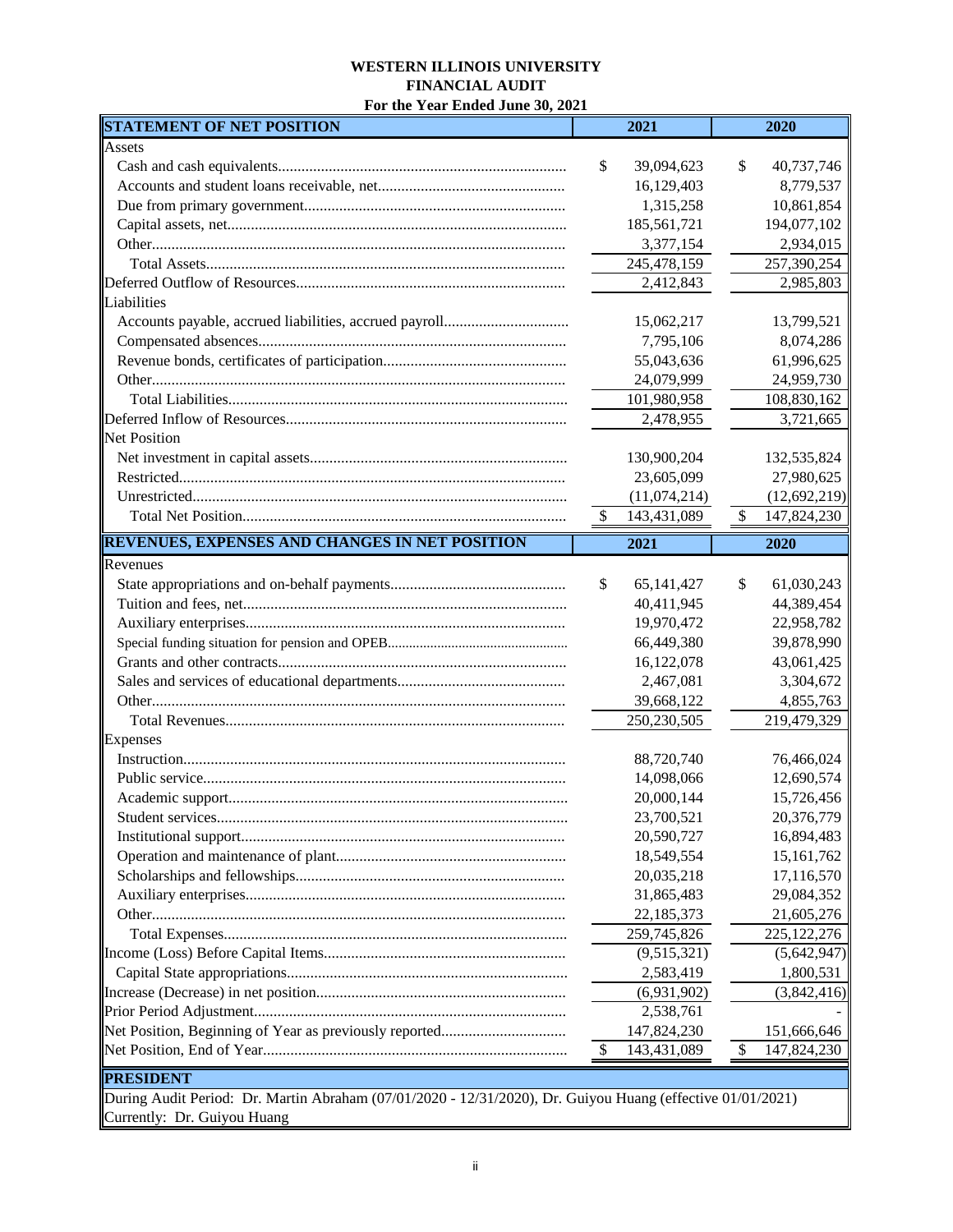**WESTERN ILLINOIS UNIVERSITY**
**FINANCIAL AUDIT**
**For the Year Ended June 30, 2021**

| **STATEMENT OF NET POSITION** | **2021** | **2020** |
|---|---|---|
| Assets | | |
| Cash and cash equivalents | $ 39,094,623 | $ 40,737,746 |
| Accounts and student loans receivable, net | 16,129,403 | 8,779,537 |
| Due from primary government | 1,315,258 | 10,861,854 |
| Capital assets, net | 185,561,721 | 194,077,102 |
| Other | 3,377,154 | 2,934,015 |
| Total Assets | 245,478,159 | 257,390,254 |
| Deferred Outflow of Resources | 2,412,843 | 2,985,803 |
| Liabilities | | |
| Accounts payable, accrued liabilities, accrued payroll | 15,062,217 | 13,799,521 |
| Compensated absences | 7,795,106 | 8,074,286 |
| Revenue bonds, certificates of participation | 55,043,636 | 61,996,625 |
| Other | 24,079,999 | 24,959,730 |
| Total Liabilities | 101,980,958 | 108,830,162 |
| Deferred Inflow of Resources | 2,478,955 | 3,721,665 |
| Net Position | | |
| Net investment in capital assets | 130,900,204 | 132,535,824 |
| Restricted | 23,605,099 | 27,980,625 |
| Unrestricted | (11,074,214) | (12,692,219) |
| Total Net Position | $ 143,431,089 | $ 147,824,230 |

| **REVENUES, EXPENSES AND CHANGES IN NET POSITION** | **2021** | **2020** |
|---|---|---|
| Revenues | | |
| State appropriations and on-behalf payments | $ 65,141,427 | $ 61,030,243 |
| Tuition and fees, net | 40,411,945 | 44,389,454 |
| Auxiliary enterprises | 19,970,472 | 22,958,782 |
| Special funding situation for pension and OPEB | 66,449,380 | 39,878,990 |
| Grants and other contracts | 16,122,078 | 43,061,425 |
| Sales and services of educational departments | 2,467,081 | 3,304,672 |
| Other | 39,668,122 | 4,855,763 |
| Total Revenues | 250,230,505 | 219,479,329 |
| Expenses | | |
| Instruction | 88,720,740 | 76,466,024 |
| Public service | 14,098,066 | 12,690,574 |
| Academic support | 20,000,144 | 15,726,456 |
| Student services | 23,700,521 | 20,376,779 |
| Institutional support | 20,590,727 | 16,894,483 |
| Operation and maintenance of plant | 18,549,554 | 15,161,762 |
| Scholarships and fellowships | 20,035,218 | 17,116,570 |
| Auxiliary enterprises | 31,865,483 | 29,084,352 |
| Other | 22,185,373 | 21,605,276 |
| Total Expenses | 259,745,826 | 225,122,276 |
| Income (Loss) Before Capital Items | (9,515,321) | (5,642,947) |
| Capital State appropriations | 2,583,419 | 1,800,531 |
| Increase (Decrease) in net position | (6,931,902) | (3,842,416) |
| Prior Period Adjustment | 2,538,761 | - |
| Net Position, Beginning of Year as previously reported | 147,824,230 | 151,666,646 |
| Net Position, End of Year | $ 143,431,089 | $ 147,824,230 |

**PRESIDENT**

During Audit Period: Dr. Martin Abraham (07/01/2020 - 12/31/2020), Dr. Guiyou Huang (effective 01/01/2021)
Currently: Dr. Guiyou Huang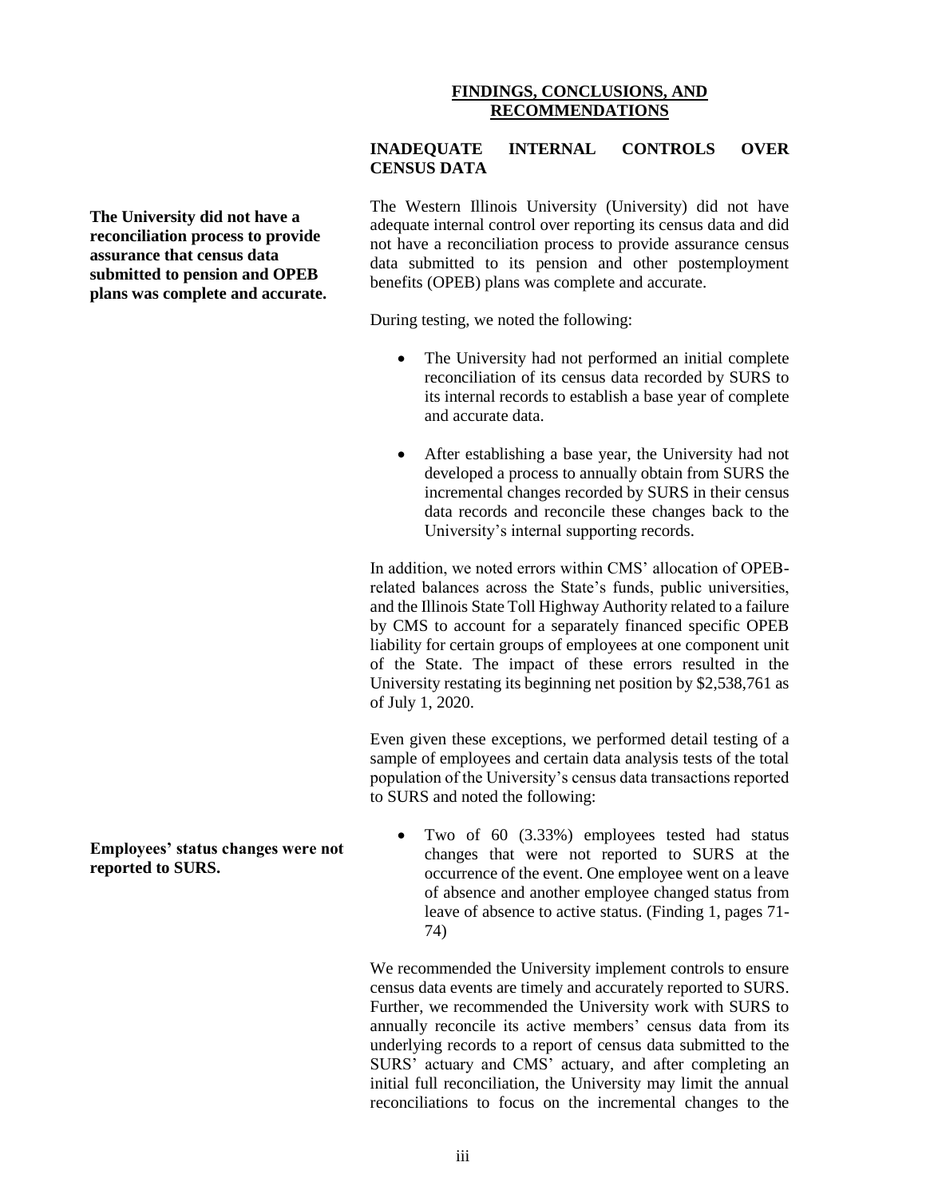## FINDINGS, CONCLUSIONS, AND RECOMMENDATIONS

### INADEQUATE INTERNAL CONTROLS OVER CENSUS DATA

**The University did not have a reconciliation process to provide assurance that census data submitted to pension and OPEB plans was complete and accurate.**

The Western Illinois University (University) did not have adequate internal control over reporting its census data and did not have a reconciliation process to provide assurance census data submitted to its pension and other postemployment benefits (OPEB) plans was complete and accurate.

During testing, we noted the following:

- The University had not performed an initial complete reconciliation of its census data recorded by SURS to its internal records to establish a base year of complete and accurate data.
- After establishing a base year, the University had not developed a process to annually obtain from SURS the incremental changes recorded by SURS in their census data records and reconcile these changes back to the University's internal supporting records.

In addition, we noted errors within CMS' allocation of OPEB-related balances across the State's funds, public universities, and the Illinois State Toll Highway Authority related to a failure by CMS to account for a separately financed specific OPEB liability for certain groups of employees at one component unit of the State. The impact of these errors resulted in the University restating its beginning net position by $2,538,761 as of July 1, 2020.

Even given these exceptions, we performed detail testing of a sample of employees and certain data analysis tests of the total population of the University's census data transactions reported to SURS and noted the following:

**Employees' status changes were not reported to SURS.**

- Two of 60 (3.33%) employees tested had status changes that were not reported to SURS at the occurrence of the event. One employee went on a leave of absence and another employee changed status from leave of absence to active status. (Finding 1, pages 71-74)

We recommended the University implement controls to ensure census data events are timely and accurately reported to SURS. Further, we recommended the University work with SURS to annually reconcile its active members' census data from its underlying records to a report of census data submitted to the SURS' actuary and CMS' actuary, and after completing an initial full reconciliation, the University may limit the annual reconciliations to focus on the incremental changes to the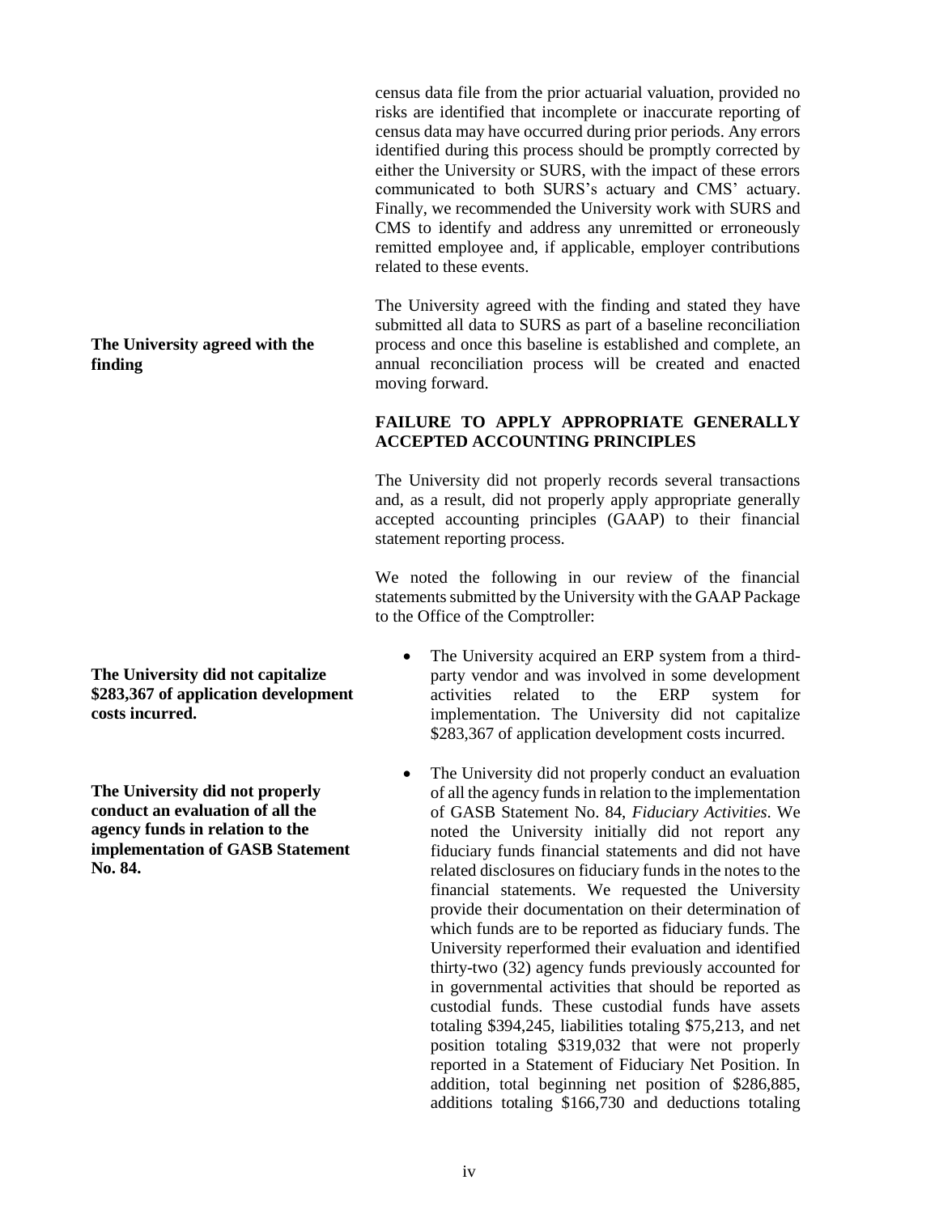census data file from the prior actuarial valuation, provided no risks are identified that incomplete or inaccurate reporting of census data may have occurred during prior periods. Any errors identified during this process should be promptly corrected by either the University or SURS, with the impact of these errors communicated to both SURS's actuary and CMS' actuary. Finally, we recommended the University work with SURS and CMS to identify and address any unremitted or erroneously remitted employee and, if applicable, employer contributions related to these events.

**The University agreed with the finding**

The University agreed with the finding and stated they have submitted all data to SURS as part of a baseline reconciliation process and once this baseline is established and complete, an annual reconciliation process will be created and enacted moving forward.

**FAILURE TO APPLY APPROPRIATE GENERALLY ACCEPTED ACCOUNTING PRINCIPLES**

The University did not properly records several transactions and, as a result, did not properly apply appropriate generally accepted accounting principles (GAAP) to their financial statement reporting process.

We noted the following in our review of the financial statements submitted by the University with the GAAP Package to the Office of the Comptroller:

**The University did not capitalize $283,367 of application development costs incurred.**

- The University acquired an ERP system from a third-party vendor and was involved in some development activities related to the ERP system for implementation. The University did not capitalize $283,367 of application development costs incurred.

**The University did not properly conduct an evaluation of all the agency funds in relation to the implementation of GASB Statement No. 84.**

- The University did not properly conduct an evaluation of all the agency funds in relation to the implementation of GASB Statement No. 84, *Fiduciary Activities*. We noted the University initially did not report any fiduciary funds financial statements and did not have related disclosures on fiduciary funds in the notes to the financial statements. We requested the University provide their documentation on their determination of which funds are to be reported as fiduciary funds. The University reperformed their evaluation and identified thirty-two (32) agency funds previously accounted for in governmental activities that should be reported as custodial funds. These custodial funds have assets totaling $394,245, liabilities totaling $75,213, and net position totaling $319,032 that were not properly reported in a Statement of Fiduciary Net Position. In addition, total beginning net position of $286,885, additions totaling $166,730 and deductions totaling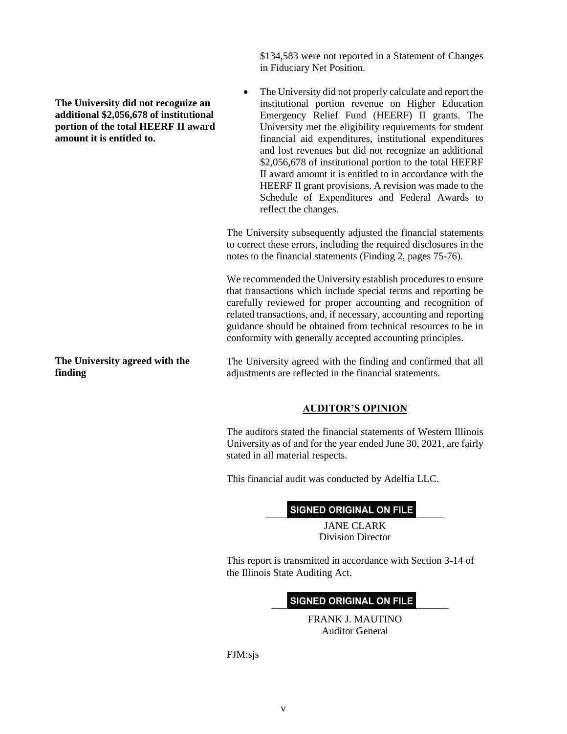$134,583 were not reported in a Statement of Changes in Fiduciary Net Position.

**The University did not recognize an additional $2,056,678 of institutional portion of the total HEERF II award amount it is entitled to.**

- The University did not properly calculate and report the institutional portion revenue on Higher Education Emergency Relief Fund (HEERF) II grants. The University met the eligibility requirements for student financial aid expenditures, institutional expenditures and lost revenues but did not recognize an additional $2,056,678 of institutional portion to the total HEERF II award amount it is entitled to in accordance with the HEERF II grant provisions. A revision was made to the Schedule of Expenditures and Federal Awards to reflect the changes.

The University subsequently adjusted the financial statements to correct these errors, including the required disclosures in the notes to the financial statements (Finding 2, pages 75-76).

We recommended the University establish procedures to ensure that transactions which include special terms and reporting be carefully reviewed for proper accounting and recognition of related transactions, and, if necessary, accounting and reporting guidance should be obtained from technical resources to be in conformity with generally accepted accounting principles.

**The University agreed with the finding**

The University agreed with the finding and confirmed that all adjustments are reflected in the financial statements.

## AUDITOR'S OPINION

The auditors stated the financial statements of Western Illinois University as of and for the year ended June 30, 2021, are fairly stated in all material respects.

This financial audit was conducted by Adelfia LLC.

SIGNED ORIGINAL ON FILE

JANE CLARK
Division Director

This report is transmitted in accordance with Section 3-14 of the Illinois State Auditing Act.

SIGNED ORIGINAL ON FILE

FRANK J. MAUTINO
Auditor General

FJM:sjs